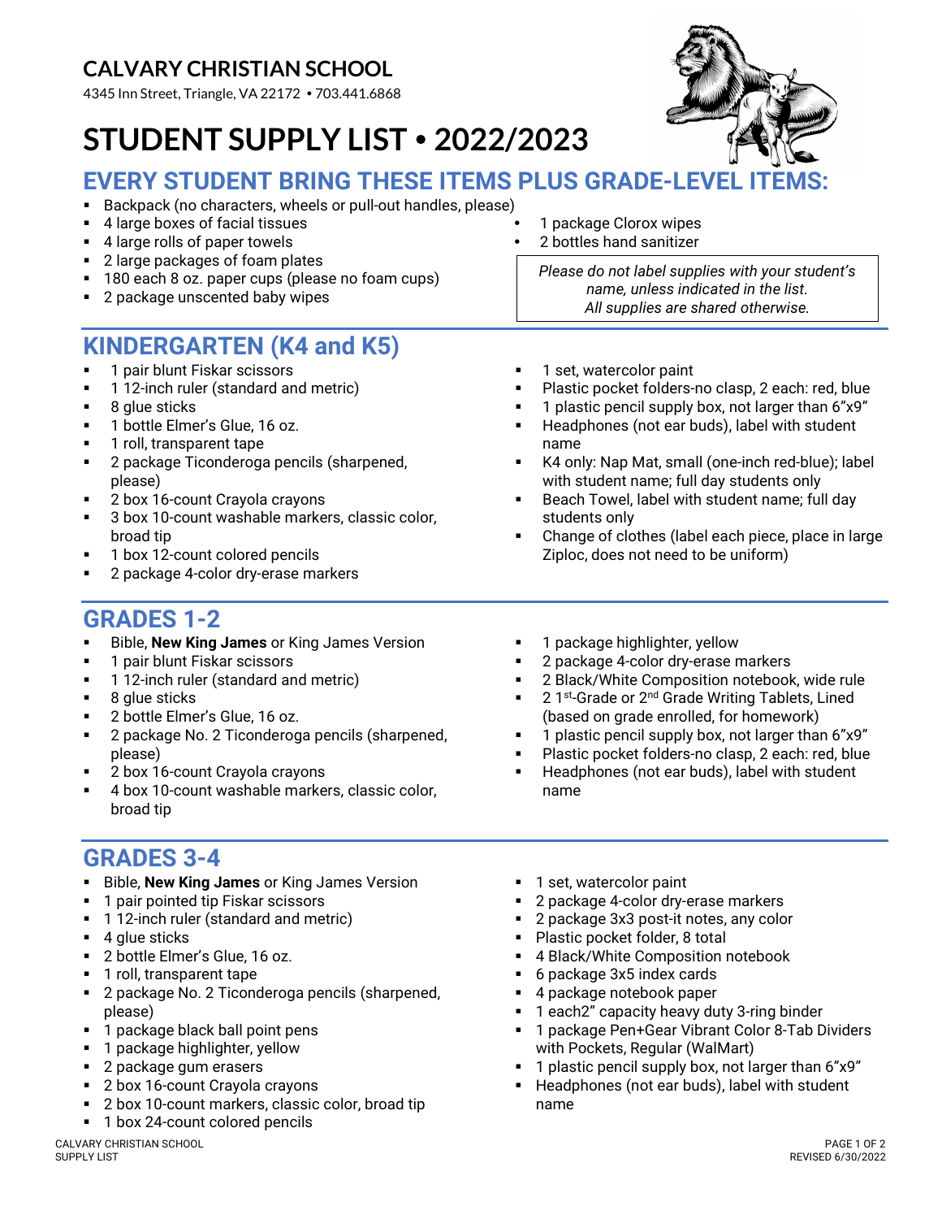## CALVARY CHRISTIAN SCHOOL

4345 Inn Street, Triangle, VA 22172 • 703.441.6868

# STUDENT SUPPLY LIST • 2022/2023

## EVERY STUDENT BRING THESE ITEMS PLUS GRADE-LEVEL ITEMS:

- Backpack (no characters, wheels or pull-out handles, please)
- 4 large boxes of facial tissues
- 4 large rolls of paper towels
- 2 large packages of foam plates
- 180 each 8 oz. paper cups (please no foam cups)
- 2 package unscented baby wipes
- 1 package Clorox wipes
- 2 bottles hand sanitizer

*Please do not label supplies with your student's name, unless indicated in the list. All supplies are shared otherwise.*

## KINDERGARTEN (K4 and K5)

- 1 pair blunt Fiskar scissors
- 1 12-inch ruler (standard and metric)
- 8 glue sticks
- 1 bottle Elmer's Glue, 16 oz.
- 1 roll, transparent tape
- 2 package Ticonderoga pencils (sharpened, please)
- 2 box 16-count Crayola crayons
- 3 box 10-count washable markers, classic color, broad tip
- 1 box 12-count colored pencils
- 2 package 4-color dry-erase markers
- 1 set, watercolor paint
- Plastic pocket folders-no clasp, 2 each: red, blue
- 1 plastic pencil supply box, not larger than 6"x9"
- Headphones (not ear buds), label with student name
- K4 only: Nap Mat, small (one-inch red-blue); label with student name; full day students only
- Beach Towel, label with student name; full day students only
- Change of clothes (label each piece, place in large Ziploc, does not need to be uniform)

## GRADES 1-2

- Bible, **New King James** or King James Version
- 1 pair blunt Fiskar scissors
- 1 12-inch ruler (standard and metric)
- 8 glue sticks
- 2 bottle Elmer's Glue, 16 oz.
- 2 package No. 2 Ticonderoga pencils (sharpened, please)
- 2 box 16-count Crayola crayons
- 4 box 10-count washable markers, classic color, broad tip
- 1 package highlighter, yellow
- 2 package 4-color dry-erase markers
- 2 Black/White Composition notebook, wide rule
- 2 1st-Grade or 2nd Grade Writing Tablets, Lined (based on grade enrolled, for homework)
- 1 plastic pencil supply box, not larger than 6"x9"
- Plastic pocket folders-no clasp, 2 each: red, blue
- Headphones (not ear buds), label with student name

## GRADES 3-4

- Bible, **New King James** or King James Version
- 1 pair pointed tip Fiskar scissors
- 1 12-inch ruler (standard and metric)
- 4 glue sticks
- 2 bottle Elmer's Glue, 16 oz.
- 1 roll, transparent tape
- 2 package No. 2 Ticonderoga pencils (sharpened, please)
- 1 package black ball point pens
- 1 package highlighter, yellow
- 2 package gum erasers
- 2 box 16-count Crayola crayons
- 2 box 10-count markers, classic color, broad tip
- 1 box 24-count colored pencils
- 1 set, watercolor paint
- 2 package 4-color dry-erase markers
- 2 package 3x3 post-it notes, any color
- Plastic pocket folder, 8 total
- 4 Black/White Composition notebook
- 6 package 3x5 index cards
- 4 package notebook paper
- 1 each2" capacity heavy duty 3-ring binder
- 1 package Pen+Gear Vibrant Color 8-Tab Dividers with Pockets, Regular (WalMart)
- 1 plastic pencil supply box, not larger than 6"x9"
- Headphones (not ear buds), label with student name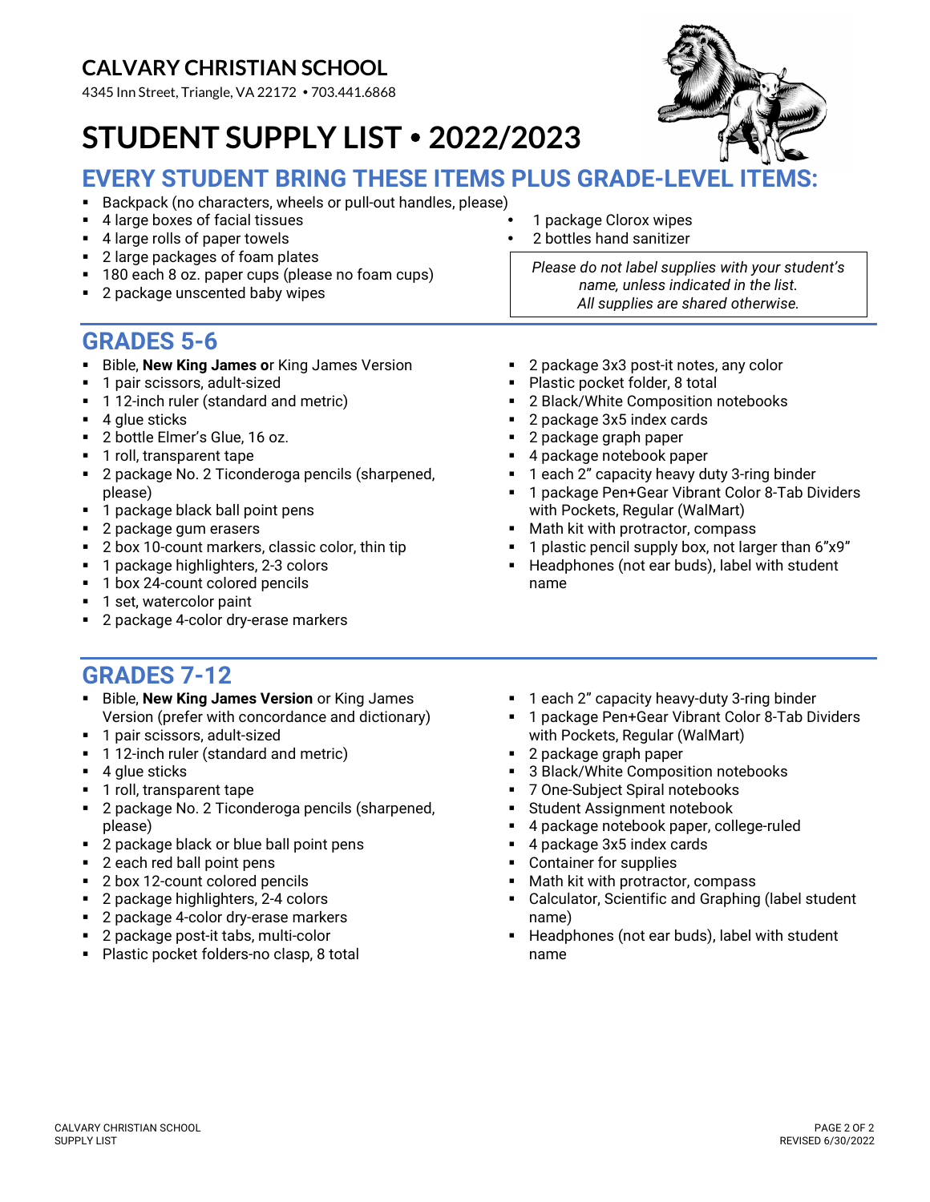# CALVARY CHRISTIAN SCHOOL

4345 Inn Street, Triangle, VA 22172 • 703.441.6868

# STUDENT SUPPLY LIST • 2022/2023

## EVERY STUDENT BRING THESE ITEMS PLUS GRADE-LEVEL ITEMS:

- Backpack (no characters, wheels or pull-out handles, please)
- 4 large boxes of facial tissues
- 4 large rolls of paper towels
- 2 large packages of foam plates
- 180 each 8 oz. paper cups (please no foam cups)
- 2 package unscented baby wipes
- 1 package Clorox wipes
- 2 bottles hand sanitizer

*Please do not label supplies with your student's name, unless indicated in the list. All supplies are shared otherwise.*

## GRADES 5-6

- Bible, **New King James o**r King James Version
- 1 pair scissors, adult-sized
- 1 12-inch ruler (standard and metric)
- 4 glue sticks
- 2 bottle Elmer's Glue, 16 oz.
- 1 roll, transparent tape
- 2 package No. 2 Ticonderoga pencils (sharpened, please)
- 1 package black ball point pens
- 2 package gum erasers
- 2 box 10-count markers, classic color, thin tip
- 1 package highlighters, 2-3 colors
- 1 box 24-count colored pencils
- 1 set, watercolor paint
- 2 package 4-color dry-erase markers
- 2 package 3x3 post-it notes, any color
- Plastic pocket folder, 8 total
- 2 Black/White Composition notebooks
- 2 package 3x5 index cards
- 2 package graph paper
- 4 package notebook paper
- 1 each 2" capacity heavy duty 3-ring binder
- 1 package Pen+Gear Vibrant Color 8-Tab Dividers with Pockets, Regular (WalMart)
- Math kit with protractor, compass
- 1 plastic pencil supply box, not larger than 6"x9"
- Headphones (not ear buds), label with student name

## GRADES 7-12

- Bible, **New King James Version** or King James Version (prefer with concordance and dictionary)
- 1 pair scissors, adult-sized
- 1 12-inch ruler (standard and metric)
- 4 glue sticks
- 1 roll, transparent tape
- 2 package No. 2 Ticonderoga pencils (sharpened, please)
- 2 package black or blue ball point pens
- 2 each red ball point pens
- 2 box 12-count colored pencils
- 2 package highlighters, 2-4 colors
- 2 package 4-color dry-erase markers
- 2 package post-it tabs, multi-color
- Plastic pocket folders-no clasp, 8 total
- 1 each 2" capacity heavy-duty 3-ring binder
- 1 package Pen+Gear Vibrant Color 8-Tab Dividers with Pockets, Regular (WalMart)
- 2 package graph paper
- 3 Black/White Composition notebooks
- 7 One-Subject Spiral notebooks
- Student Assignment notebook
- 4 package notebook paper, college-ruled
- 4 package 3x5 index cards
- Container for supplies
- Math kit with protractor, compass
- Calculator, Scientific and Graphing (label student name)
- Headphones (not ear buds), label with student name